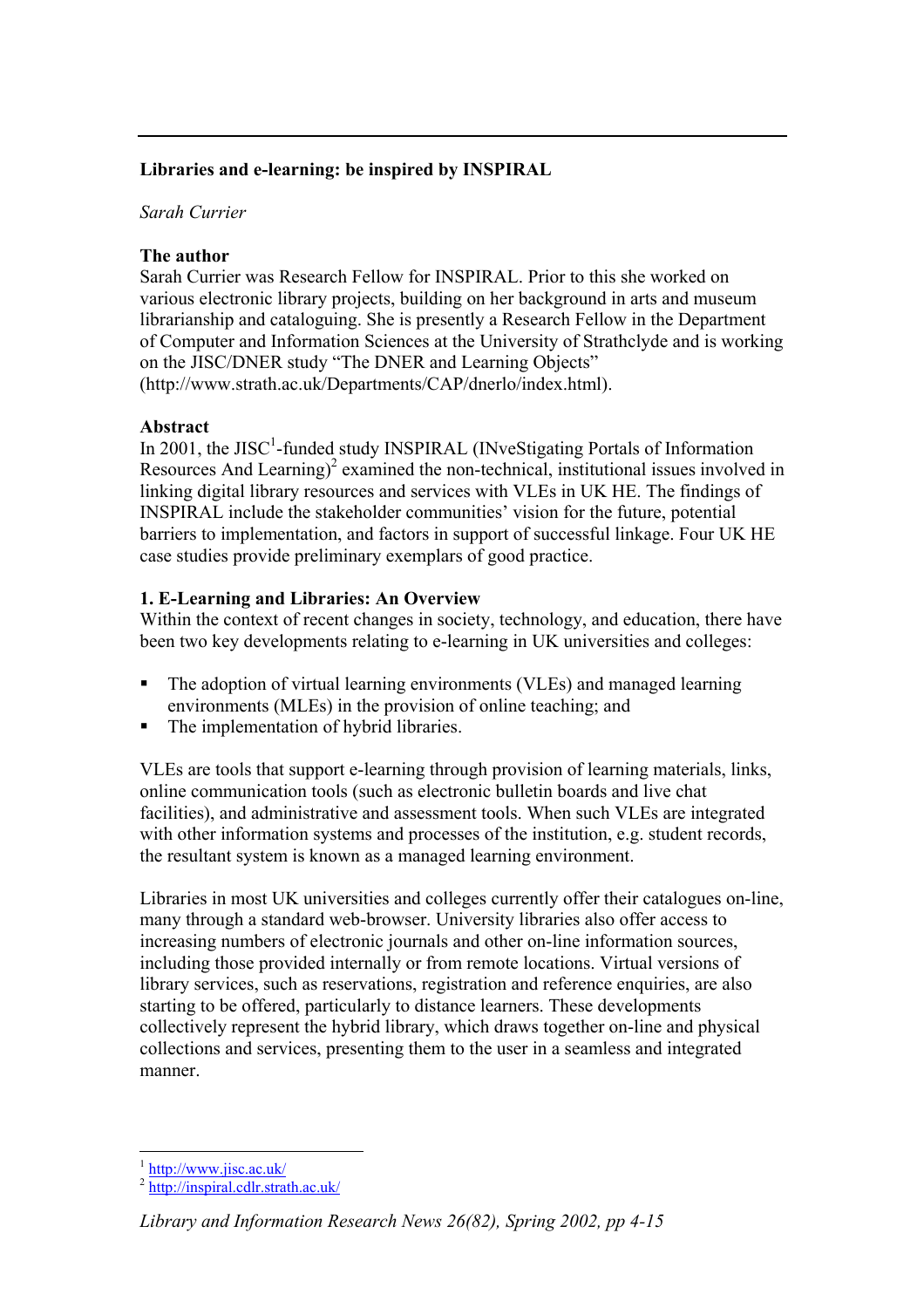# Libraries and e-learning: be inspired by INSPIRAL

*Sarah Currier*

**The author**

Sarah Currier was Research Fellow for INSPIRAL. Prior to this she worked on various electronic library projects, building on her background in arts and museum librarianship and cataloguing. She is presently a Research Fellow in the Department of Computer and Information Sciences at the University of Strathclyde and is working on the JISC/DNER study "The DNER and Learning Objects" (http://www.strath.ac.uk/Departments/CAP/dnerlo/index.html).

**Abstract**

In 2001, the JISC[1]-funded study INSPIRAL (INveStigating Portals of Information Resources And Learning)[2] examined the non-technical, institutional issues involved in linking digital library resources and services with VLEs in UK HE. The findings of INSPIRAL include the stakeholder communities' vision for the future, potential barriers to implementation, and factors in support of successful linkage. Four UK HE case studies provide preliminary exemplars of good practice.

## 1. E-Learning and Libraries: An Overview

Within the context of recent changes in society, technology, and education, there have been two key developments relating to e-learning in UK universities and colleges:

- The adoption of virtual learning environments (VLEs) and managed learning environments (MLEs) in the provision of online teaching; and
- The implementation of hybrid libraries.

VLEs are tools that support e-learning through provision of learning materials, links, online communication tools (such as electronic bulletin boards and live chat facilities), and administrative and assessment tools. When such VLEs are integrated with other information systems and processes of the institution, e.g. student records, the resultant system is known as a managed learning environment.

Libraries in most UK universities and colleges currently offer their catalogues on-line, many through a standard web-browser. University libraries also offer access to increasing numbers of electronic journals and other on-line information sources, including those provided internally or from remote locations. Virtual versions of library services, such as reservations, registration and reference enquiries, are also starting to be offered, particularly to distance learners. These developments collectively represent the hybrid library, which draws together on-line and physical collections and services, presenting them to the user in a seamless and integrated manner.

---

[1] http://www.jisc.ac.uk/

[2] http://inspiral.cdlr.strath.ac.uk/

*Library and Information Research News 26(82), Spring 2002, pp 4-15*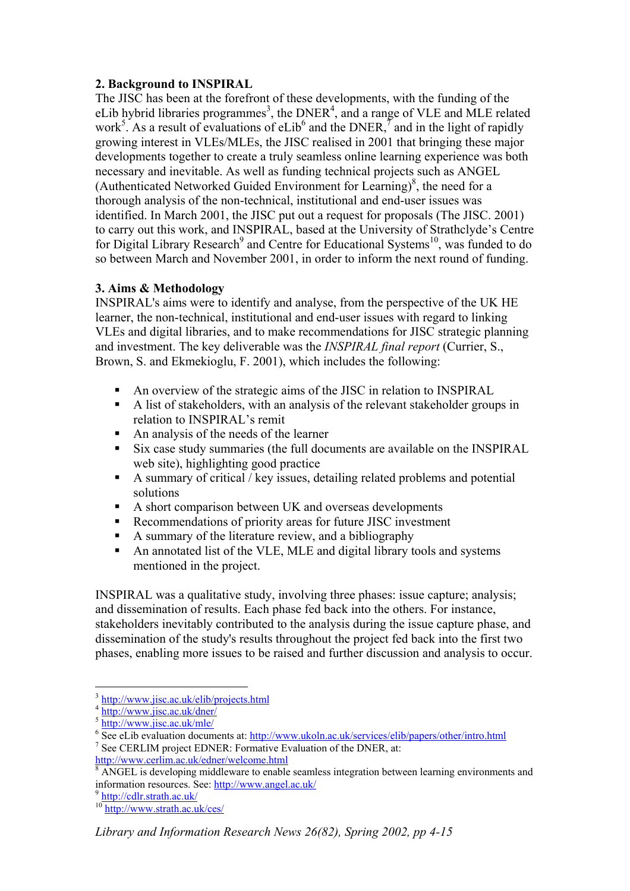## 2. Background to INSPIRAL

The JISC has been at the forefront of these developments, with the funding of the eLib hybrid libraries programmes[3], the DNER[4], and a range of VLE and MLE related work[5]. As a result of evaluations of eLib[6] and the DNER,[7] and in the light of rapidly growing interest in VLEs/MLEs, the JISC realised in 2001 that bringing these major developments together to create a truly seamless online learning experience was both necessary and inevitable. As well as funding technical projects such as ANGEL (Authenticated Networked Guided Environment for Learning)[8], the need for a thorough analysis of the non-technical, institutional and end-user issues was identified. In March 2001, the JISC put out a request for proposals (The JISC. 2001) to carry out this work, and INSPIRAL, based at the University of Strathclyde's Centre for Digital Library Research[9] and Centre for Educational Systems[10], was funded to do so between March and November 2001, in order to inform the next round of funding.

## 3. Aims & Methodology

INSPIRAL's aims were to identify and analyse, from the perspective of the UK HE learner, the non-technical, institutional and end-user issues with regard to linking VLEs and digital libraries, and to make recommendations for JISC strategic planning and investment. The key deliverable was the *INSPIRAL final report* (Currier, S., Brown, S. and Ekmekioglu, F. 2001), which includes the following:

- An overview of the strategic aims of the JISC in relation to INSPIRAL
- A list of stakeholders, with an analysis of the relevant stakeholder groups in relation to INSPIRAL's remit
- An analysis of the needs of the learner
- Six case study summaries (the full documents are available on the INSPIRAL web site), highlighting good practice
- A summary of critical / key issues, detailing related problems and potential solutions
- A short comparison between UK and overseas developments
- Recommendations of priority areas for future JISC investment
- A summary of the literature review, and a bibliography
- An annotated list of the VLE, MLE and digital library tools and systems mentioned in the project.

INSPIRAL was a qualitative study, involving three phases: issue capture; analysis; and dissemination of results. Each phase fed back into the others. For instance, stakeholders inevitably contributed to the analysis during the issue capture phase, and dissemination of the study's results throughout the project fed back into the first two phases, enabling more issues to be raised and further discussion and analysis to occur.

---

[3] http://www.jisc.ac.uk/elib/projects.html

[4] http://www.jisc.ac.uk/dner/

[5] http://www.jisc.ac.uk/mle/

[6] See eLib evaluation documents at: http://www.ukoln.ac.uk/services/elib/papers/other/intro.html

[7] See CERLIM project EDNER: Formative Evaluation of the DNER, at: http://www.cerlim.ac.uk/edner/welcome.html

[8] ANGEL is developing middleware to enable seamless integration between learning environments and information resources. See: http://www.angel.ac.uk/

[9] http://cdlr.strath.ac.uk/

[10] http://www.strath.ac.uk/ces/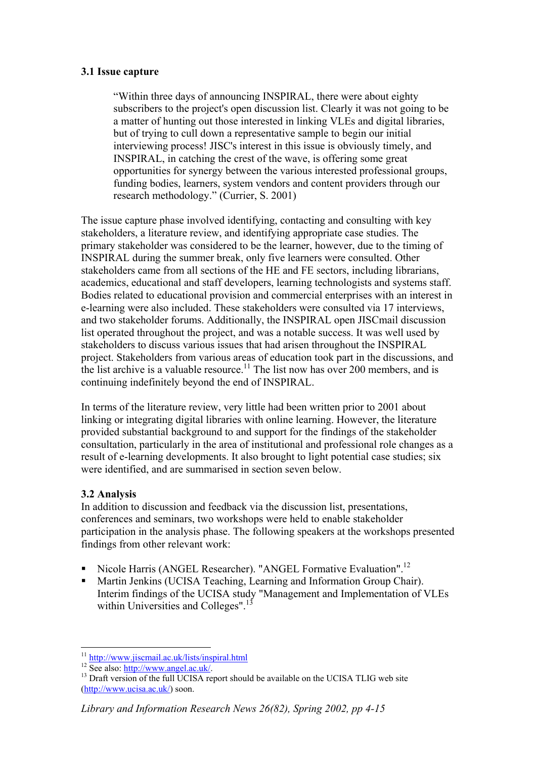### 3.1 Issue capture

> "Within three days of announcing INSPIRAL, there were about eighty subscribers to the project's open discussion list. Clearly it was not going to be a matter of hunting out those interested in linking VLEs and digital libraries, but of trying to cull down a representative sample to begin our initial interviewing process! JISC's interest in this issue is obviously timely, and INSPIRAL, in catching the crest of the wave, is offering some great opportunities for synergy between the various interested professional groups, funding bodies, learners, system vendors and content providers through our research methodology." (Currier, S. 2001)

The issue capture phase involved identifying, contacting and consulting with key stakeholders, a literature review, and identifying appropriate case studies. The primary stakeholder was considered to be the learner, however, due to the timing of INSPIRAL during the summer break, only five learners were consulted. Other stakeholders came from all sections of the HE and FE sectors, including librarians, academics, educational and staff developers, learning technologists and systems staff. Bodies related to educational provision and commercial enterprises with an interest in e-learning were also included. These stakeholders were consulted via 17 interviews, and two stakeholder forums. Additionally, the INSPIRAL open JISCmail discussion list operated throughout the project, and was a notable success. It was well used by stakeholders to discuss various issues that had arisen throughout the INSPIRAL project. Stakeholders from various areas of education took part in the discussions, and the list archive is a valuable resource.[11] The list now has over 200 members, and is continuing indefinitely beyond the end of INSPIRAL.

In terms of the literature review, very little had been written prior to 2001 about linking or integrating digital libraries with online learning. However, the literature provided substantial background to and support for the findings of the stakeholder consultation, particularly in the area of institutional and professional role changes as a result of e-learning developments. It also brought to light potential case studies; six were identified, and are summarised in section seven below.

### 3.2 Analysis

In addition to discussion and feedback via the discussion list, presentations, conferences and seminars, two workshops were held to enable stakeholder participation in the analysis phase. The following speakers at the workshops presented findings from other relevant work:

- Nicole Harris (ANGEL Researcher). "ANGEL Formative Evaluation".[12]
- Martin Jenkins (UCISA Teaching, Learning and Information Group Chair). Interim findings of the UCISA study "Management and Implementation of VLEs within Universities and Colleges".[13]

---

[11] http://www.jiscmail.ac.uk/lists/inspiral.html

[12] See also: http://www.angel.ac.uk/.

[13] Draft version of the full UCISA report should be available on the UCISA TLIG web site (http://www.ucisa.ac.uk/) soon.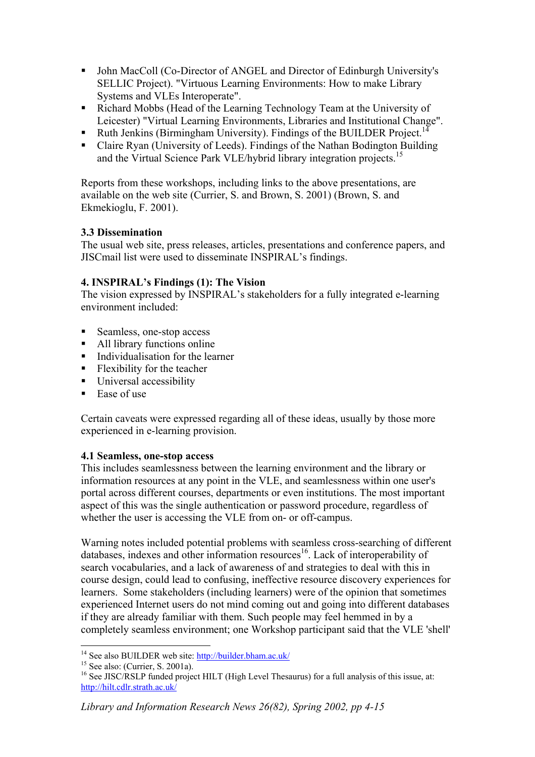- John MacColl (Co-Director of ANGEL and Director of Edinburgh University's SELLIC Project). "Virtuous Learning Environments: How to make Library Systems and VLEs Interoperate".
- Richard Mobbs (Head of the Learning Technology Team at the University of Leicester) "Virtual Learning Environments, Libraries and Institutional Change".
- Ruth Jenkins (Birmingham University). Findings of the BUILDER Project.[14]
- Claire Ryan (University of Leeds). Findings of the Nathan Bodington Building and the Virtual Science Park VLE/hybrid library integration projects.[15]

Reports from these workshops, including links to the above presentations, are available on the web site (Currier, S. and Brown, S. 2001) (Brown, S. and Ekmekioglu, F. 2001).

### 3.3 Dissemination

The usual web site, press releases, articles, presentations and conference papers, and JISCmail list were used to disseminate INSPIRAL's findings.

## 4. INSPIRAL's Findings (1): The Vision

The vision expressed by INSPIRAL's stakeholders for a fully integrated e-learning environment included:

- Seamless, one-stop access
- All library functions online
- Individualisation for the learner
- Flexibility for the teacher
- Universal accessibility
- Ease of use

Certain caveats were expressed regarding all of these ideas, usually by those more experienced in e-learning provision.

### 4.1 Seamless, one-stop access

This includes seamlessness between the learning environment and the library or information resources at any point in the VLE, and seamlessness within one user's portal across different courses, departments or even institutions. The most important aspect of this was the single authentication or password procedure, regardless of whether the user is accessing the VLE from on- or off-campus.

Warning notes included potential problems with seamless cross-searching of different databases, indexes and other information resources[16]. Lack of interoperability of search vocabularies, and a lack of awareness of and strategies to deal with this in course design, could lead to confusing, ineffective resource discovery experiences for learners. Some stakeholders (including learners) were of the opinion that sometimes experienced Internet users do not mind coming out and going into different databases if they are already familiar with them. Such people may feel hemmed in by a completely seamless environment; one Workshop participant said that the VLE 'shell'

---

[14] See also BUILDER web site: http://builder.bham.ac.uk/

[15] See also: (Currier, S. 2001a).

[16] See JISC/RSLP funded project HILT (High Level Thesaurus) for a full analysis of this issue, at: http://hilt.cdlr.strath.ac.uk/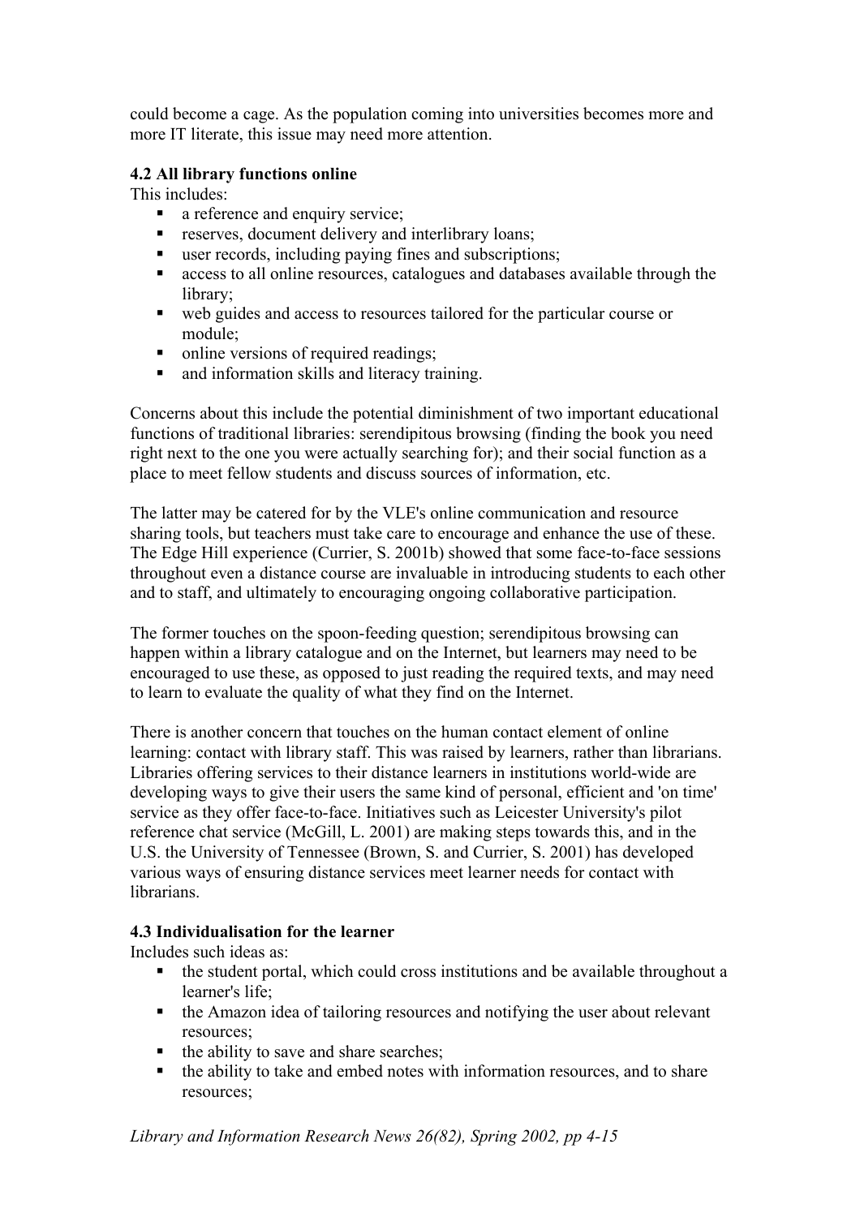could become a cage. As the population coming into universities becomes more and more IT literate, this issue may need more attention.

### 4.2 All library functions online

This includes:

- a reference and enquiry service;
- reserves, document delivery and interlibrary loans;
- user records, including paying fines and subscriptions;
- access to all online resources, catalogues and databases available through the library;
- web guides and access to resources tailored for the particular course or module;
- online versions of required readings;
- and information skills and literacy training.

Concerns about this include the potential diminishment of two important educational functions of traditional libraries: serendipitous browsing (finding the book you need right next to the one you were actually searching for); and their social function as a place to meet fellow students and discuss sources of information, etc.

The latter may be catered for by the VLE's online communication and resource sharing tools, but teachers must take care to encourage and enhance the use of these. The Edge Hill experience (Currier, S. 2001b) showed that some face-to-face sessions throughout even a distance course are invaluable in introducing students to each other and to staff, and ultimately to encouraging ongoing collaborative participation.

The former touches on the spoon-feeding question; serendipitous browsing can happen within a library catalogue and on the Internet, but learners may need to be encouraged to use these, as opposed to just reading the required texts, and may need to learn to evaluate the quality of what they find on the Internet.

There is another concern that touches on the human contact element of online learning: contact with library staff. This was raised by learners, rather than librarians. Libraries offering services to their distance learners in institutions world-wide are developing ways to give their users the same kind of personal, efficient and 'on time' service as they offer face-to-face. Initiatives such as Leicester University's pilot reference chat service (McGill, L. 2001) are making steps towards this, and in the U.S. the University of Tennessee (Brown, S. and Currier, S. 2001) has developed various ways of ensuring distance services meet learner needs for contact with librarians.

### 4.3 Individualisation for the learner

Includes such ideas as:

- the student portal, which could cross institutions and be available throughout a learner's life;
- the Amazon idea of tailoring resources and notifying the user about relevant resources;
- the ability to save and share searches;
- the ability to take and embed notes with information resources, and to share resources;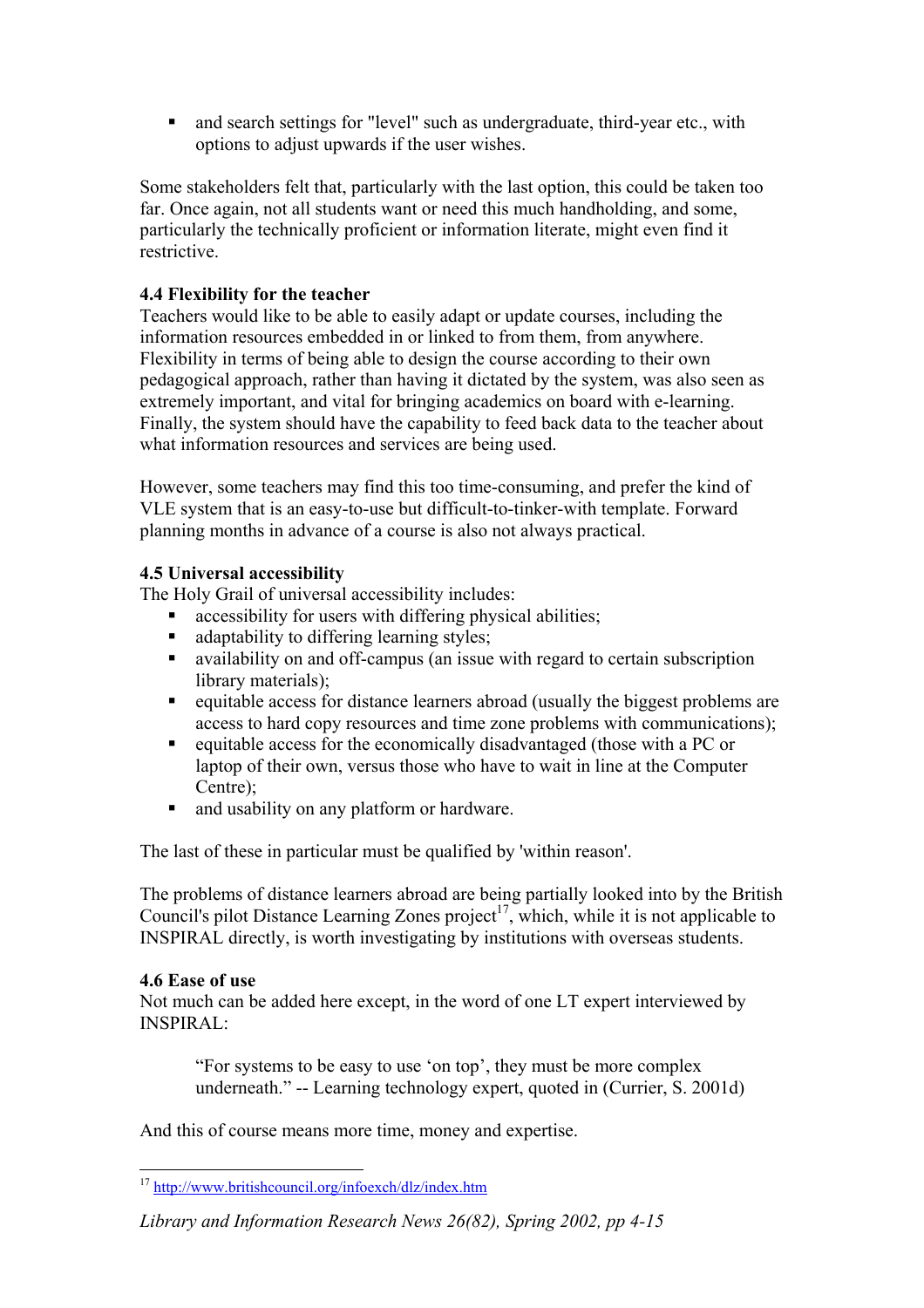- and search settings for "level" such as undergraduate, third-year etc., with options to adjust upwards if the user wishes.

Some stakeholders felt that, particularly with the last option, this could be taken too far. Once again, not all students want or need this much handholding, and some, particularly the technically proficient or information literate, might even find it restrictive.

### 4.4 Flexibility for the teacher

Teachers would like to be able to easily adapt or update courses, including the information resources embedded in or linked to from them, from anywhere. Flexibility in terms of being able to design the course according to their own pedagogical approach, rather than having it dictated by the system, was also seen as extremely important, and vital for bringing academics on board with e-learning. Finally, the system should have the capability to feed back data to the teacher about what information resources and services are being used.

However, some teachers may find this too time-consuming, and prefer the kind of VLE system that is an easy-to-use but difficult-to-tinker-with template. Forward planning months in advance of a course is also not always practical.

### 4.5 Universal accessibility

The Holy Grail of universal accessibility includes:

- accessibility for users with differing physical abilities;
- adaptability to differing learning styles;
- availability on and off-campus (an issue with regard to certain subscription library materials);
- equitable access for distance learners abroad (usually the biggest problems are access to hard copy resources and time zone problems with communications);
- equitable access for the economically disadvantaged (those with a PC or laptop of their own, versus those who have to wait in line at the Computer Centre);
- and usability on any platform or hardware.

The last of these in particular must be qualified by 'within reason'.

The problems of distance learners abroad are being partially looked into by the British Council's pilot Distance Learning Zones project[17], which, while it is not applicable to INSPIRAL directly, is worth investigating by institutions with overseas students.

### 4.6 Ease of use

Not much can be added here except, in the word of one LT expert interviewed by INSPIRAL:

> "For systems to be easy to use 'on top', they must be more complex underneath." -- Learning technology expert, quoted in (Currier, S. 2001d)

And this of course means more time, money and expertise.

---

[17] http://www.britishcouncil.org/infoexch/dlz/index.htm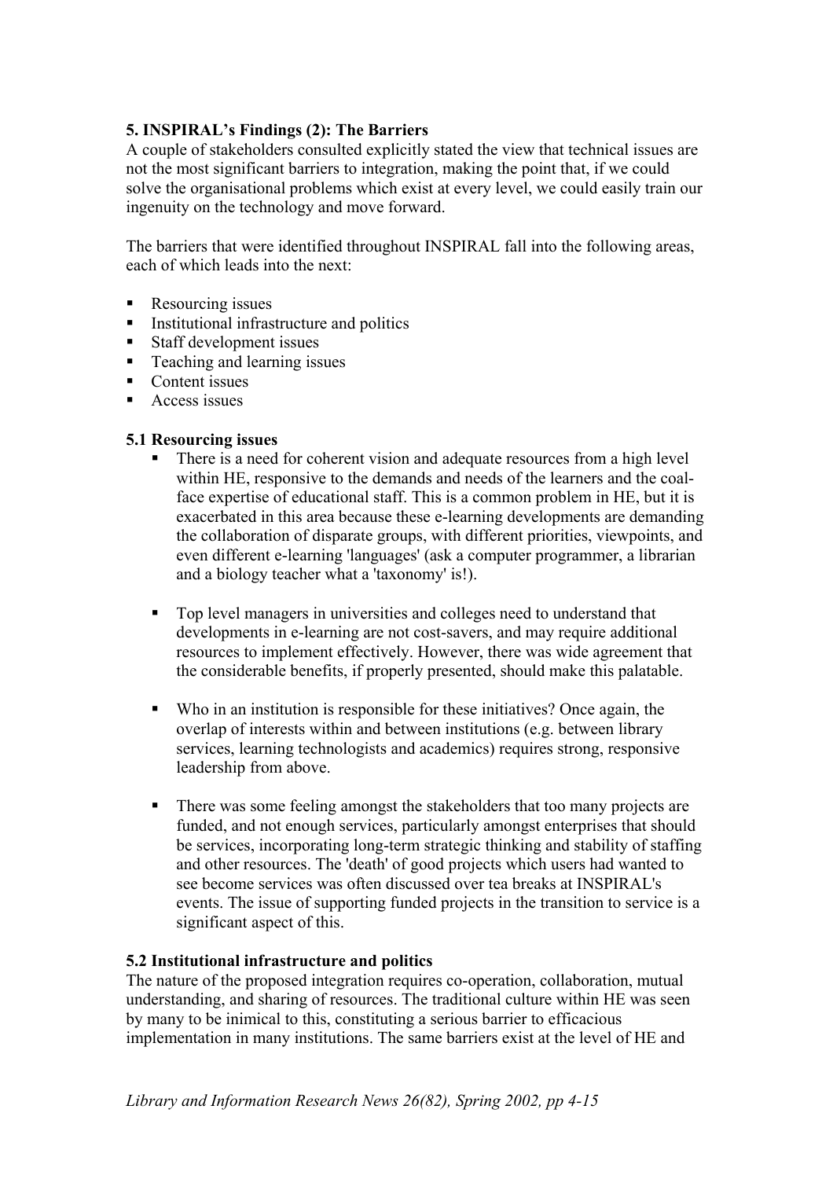## 5. INSPIRAL's Findings (2): The Barriers

A couple of stakeholders consulted explicitly stated the view that technical issues are not the most significant barriers to integration, making the point that, if we could solve the organisational problems which exist at every level, we could easily train our ingenuity on the technology and move forward.

The barriers that were identified throughout INSPIRAL fall into the following areas, each of which leads into the next:

- Resourcing issues
- Institutional infrastructure and politics
- Staff development issues
- Teaching and learning issues
- Content issues
- Access issues

### 5.1 Resourcing issues

- There is a need for coherent vision and adequate resources from a high level within HE, responsive to the demands and needs of the learners and the coal-face expertise of educational staff. This is a common problem in HE, but it is exacerbated in this area because these e-learning developments are demanding the collaboration of disparate groups, with different priorities, viewpoints, and even different e-learning 'languages' (ask a computer programmer, a librarian and a biology teacher what a 'taxonomy' is!).

- Top level managers in universities and colleges need to understand that developments in e-learning are not cost-savers, and may require additional resources to implement effectively. However, there was wide agreement that the considerable benefits, if properly presented, should make this palatable.

- Who in an institution is responsible for these initiatives? Once again, the overlap of interests within and between institutions (e.g. between library services, learning technologists and academics) requires strong, responsive leadership from above.

- There was some feeling amongst the stakeholders that too many projects are funded, and not enough services, particularly amongst enterprises that should be services, incorporating long-term strategic thinking and stability of staffing and other resources. The 'death' of good projects which users had wanted to see become services was often discussed over tea breaks at INSPIRAL's events. The issue of supporting funded projects in the transition to service is a significant aspect of this.

### 5.2 Institutional infrastructure and politics

The nature of the proposed integration requires co-operation, collaboration, mutual understanding, and sharing of resources. The traditional culture within HE was seen by many to be inimical to this, constituting a serious barrier to efficacious implementation in many institutions. The same barriers exist at the level of HE and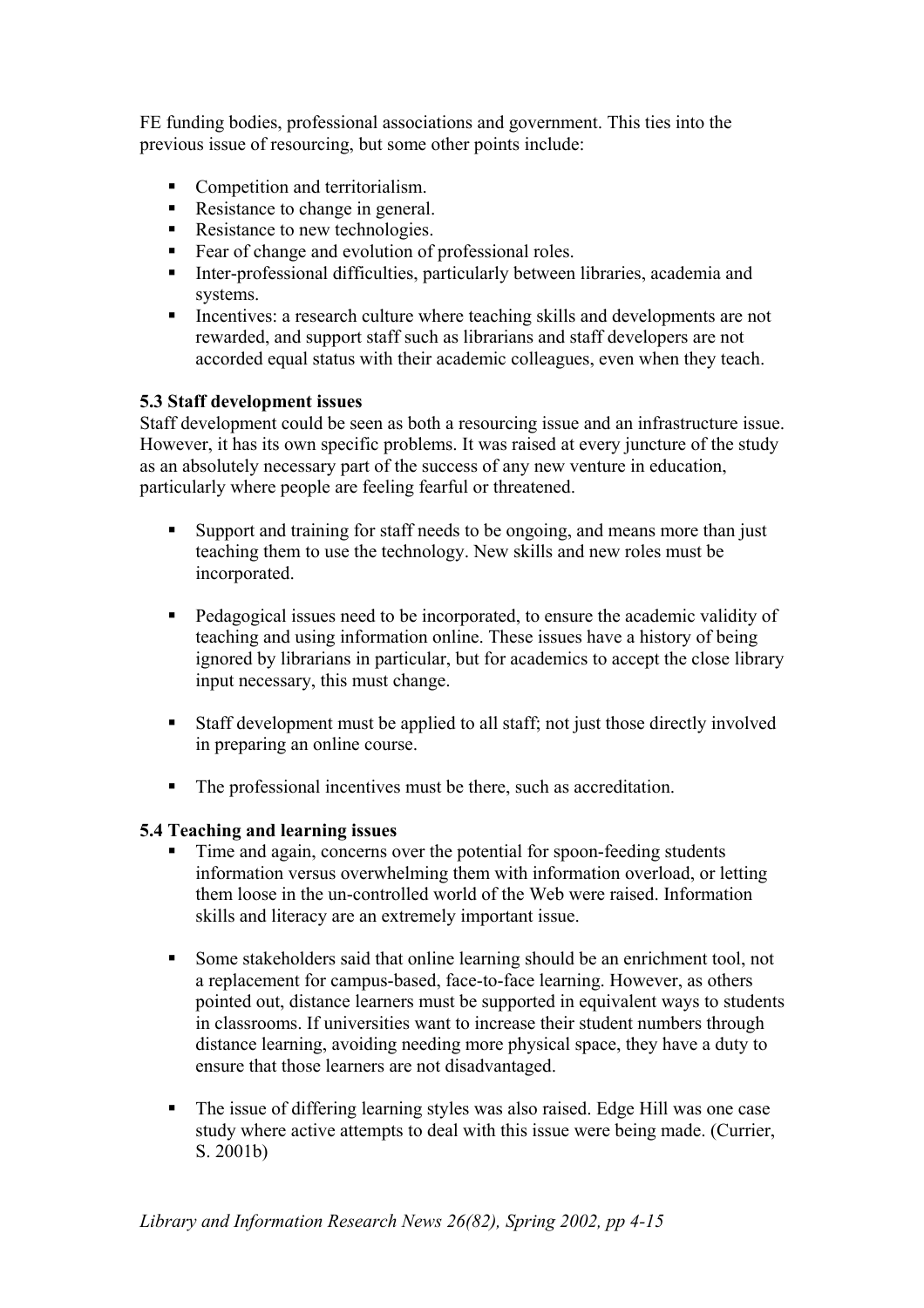FE funding bodies, professional associations and government. This ties into the previous issue of resourcing, but some other points include:

- Competition and territorialism.
- Resistance to change in general.
- Resistance to new technologies.
- Fear of change and evolution of professional roles.
- Inter-professional difficulties, particularly between libraries, academia and systems.
- Incentives: a research culture where teaching skills and developments are not rewarded, and support staff such as librarians and staff developers are not accorded equal status with their academic colleagues, even when they teach.

**5.3 Staff development issues**

Staff development could be seen as both a resourcing issue and an infrastructure issue. However, it has its own specific problems. It was raised at every juncture of the study as an absolutely necessary part of the success of any new venture in education, particularly where people are feeling fearful or threatened.

- Support and training for staff needs to be ongoing, and means more than just teaching them to use the technology. New skills and new roles must be incorporated.

- Pedagogical issues need to be incorporated, to ensure the academic validity of teaching and using information online. These issues have a history of being ignored by librarians in particular, but for academics to accept the close library input necessary, this must change.

- Staff development must be applied to all staff; not just those directly involved in preparing an online course.

- The professional incentives must be there, such as accreditation.

**5.4 Teaching and learning issues**

- Time and again, concerns over the potential for spoon-feeding students information versus overwhelming them with information overload, or letting them loose in the un-controlled world of the Web were raised. Information skills and literacy are an extremely important issue.

- Some stakeholders said that online learning should be an enrichment tool, not a replacement for campus-based, face-to-face learning. However, as others pointed out, distance learners must be supported in equivalent ways to students in classrooms. If universities want to increase their student numbers through distance learning, avoiding needing more physical space, they have a duty to ensure that those learners are not disadvantaged.

- The issue of differing learning styles was also raised. Edge Hill was one case study where active attempts to deal with this issue were being made. (Currier, S. 2001b)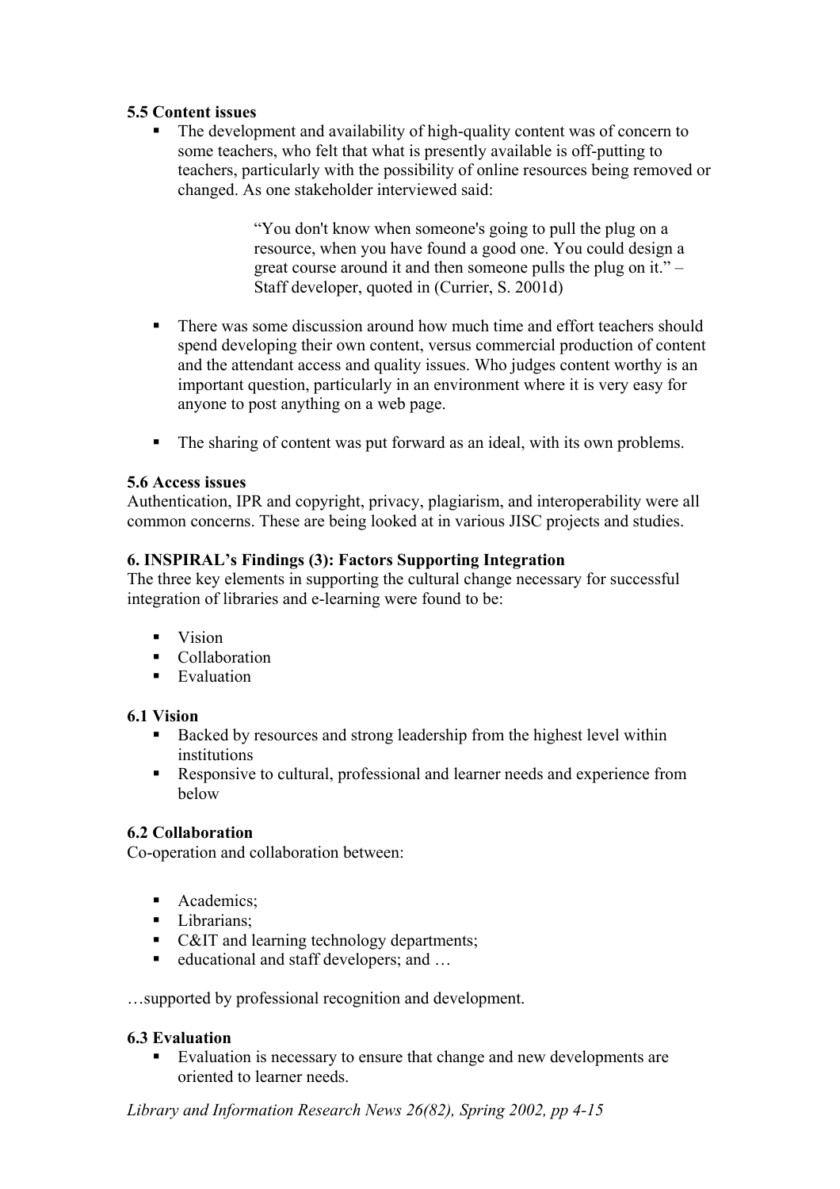### 5.5 Content issues

- The development and availability of high-quality content was of concern to some teachers, who felt that what is presently available is off-putting to teachers, particularly with the possibility of online resources being removed or changed. As one stakeholder interviewed said:

  > "You don't know when someone's going to pull the plug on a resource, when you have found a good one. You could design a great course around it and then someone pulls the plug on it." – Staff developer, quoted in (Currier, S. 2001d)

- There was some discussion around how much time and effort teachers should spend developing their own content, versus commercial production of content and the attendant access and quality issues. Who judges content worthy is an important question, particularly in an environment where it is very easy for anyone to post anything on a web page.

- The sharing of content was put forward as an ideal, with its own problems.

### 5.6 Access issues

Authentication, IPR and copyright, privacy, plagiarism, and interoperability were all common concerns. These are being looked at in various JISC projects and studies.

## 6. INSPIRAL's Findings (3): Factors Supporting Integration

The three key elements in supporting the cultural change necessary for successful integration of libraries and e-learning were found to be:

- Vision
- Collaboration
- Evaluation

### 6.1 Vision

- Backed by resources and strong leadership from the highest level within institutions
- Responsive to cultural, professional and learner needs and experience from below

### 6.2 Collaboration

Co-operation and collaboration between:

- Academics;
- Librarians;
- C&IT and learning technology departments;
- educational and staff developers; and …

…supported by professional recognition and development.

### 6.3 Evaluation

- Evaluation is necessary to ensure that change and new developments are oriented to learner needs.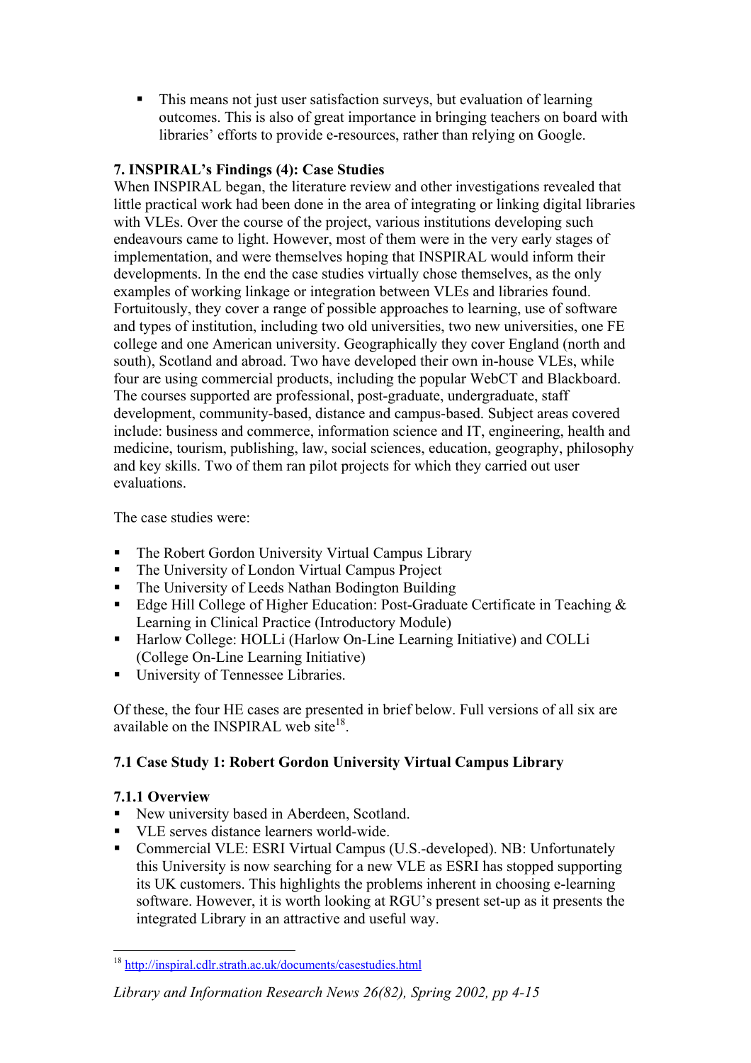- This means not just user satisfaction surveys, but evaluation of learning outcomes. This is also of great importance in bringing teachers on board with libraries' efforts to provide e-resources, rather than relying on Google.

## 7. INSPIRAL's Findings (4): Case Studies

When INSPIRAL began, the literature review and other investigations revealed that little practical work had been done in the area of integrating or linking digital libraries with VLEs. Over the course of the project, various institutions developing such endeavours came to light. However, most of them were in the very early stages of implementation, and were themselves hoping that INSPIRAL would inform their developments. In the end the case studies virtually chose themselves, as the only examples of working linkage or integration between VLEs and libraries found. Fortuitously, they cover a range of possible approaches to learning, use of software and types of institution, including two old universities, two new universities, one FE college and one American university. Geographically they cover England (north and south), Scotland and abroad. Two have developed their own in-house VLEs, while four are using commercial products, including the popular WebCT and Blackboard. The courses supported are professional, post-graduate, undergraduate, staff development, community-based, distance and campus-based. Subject areas covered include: business and commerce, information science and IT, engineering, health and medicine, tourism, publishing, law, social sciences, education, geography, philosophy and key skills. Two of them ran pilot projects for which they carried out user evaluations.

The case studies were:

- The Robert Gordon University Virtual Campus Library
- The University of London Virtual Campus Project
- The University of Leeds Nathan Bodington Building
- Edge Hill College of Higher Education: Post-Graduate Certificate in Teaching & Learning in Clinical Practice (Introductory Module)
- Harlow College: HOLLi (Harlow On-Line Learning Initiative) and COLLi (College On-Line Learning Initiative)
- University of Tennessee Libraries.

Of these, the four HE cases are presented in brief below. Full versions of all six are available on the INSPIRAL web site[18].

### 7.1 Case Study 1: Robert Gordon University Virtual Campus Library

#### 7.1.1 Overview

- New university based in Aberdeen, Scotland.
- VLE serves distance learners world-wide.
- Commercial VLE: ESRI Virtual Campus (U.S.-developed). NB: Unfortunately this University is now searching for a new VLE as ESRI has stopped supporting its UK customers. This highlights the problems inherent in choosing e-learning software. However, it is worth looking at RGU's present set-up as it presents the integrated Library in an attractive and useful way.

[18] http://inspiral.cdlr.strath.ac.uk/documents/casestudies.html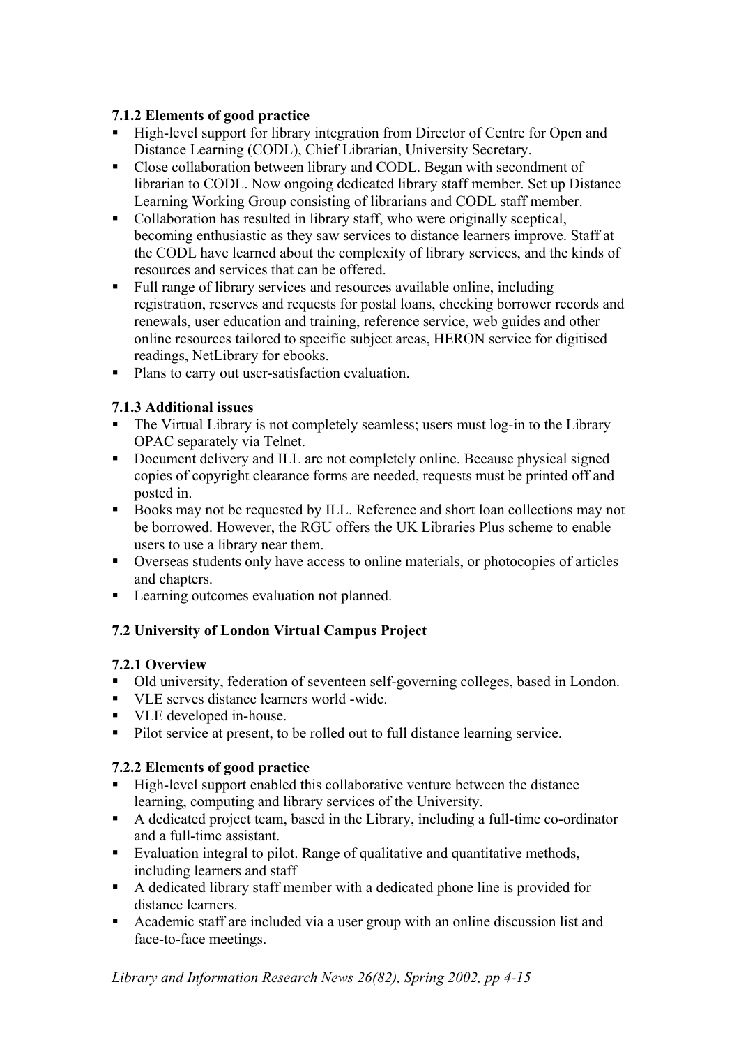#### 7.1.2 Elements of good practice

- High-level support for library integration from Director of Centre for Open and Distance Learning (CODL), Chief Librarian, University Secretary.
- Close collaboration between library and CODL. Began with secondment of librarian to CODL. Now ongoing dedicated library staff member. Set up Distance Learning Working Group consisting of librarians and CODL staff member.
- Collaboration has resulted in library staff, who were originally sceptical, becoming enthusiastic as they saw services to distance learners improve. Staff at the CODL have learned about the complexity of library services, and the kinds of resources and services that can be offered.
- Full range of library services and resources available online, including registration, reserves and requests for postal loans, checking borrower records and renewals, user education and training, reference service, web guides and other online resources tailored to specific subject areas, HERON service for digitised readings, NetLibrary for ebooks.
- Plans to carry out user-satisfaction evaluation.

#### 7.1.3 Additional issues

- The Virtual Library is not completely seamless; users must log-in to the Library OPAC separately via Telnet.
- Document delivery and ILL are not completely online. Because physical signed copies of copyright clearance forms are needed, requests must be printed off and posted in.
- Books may not be requested by ILL. Reference and short loan collections may not be borrowed. However, the RGU offers the UK Libraries Plus scheme to enable users to use a library near them.
- Overseas students only have access to online materials, or photocopies of articles and chapters.
- Learning outcomes evaluation not planned.

### 7.2 University of London Virtual Campus Project

#### 7.2.1 Overview

- Old university, federation of seventeen self-governing colleges, based in London.
- VLE serves distance learners world -wide.
- VLE developed in-house.
- Pilot service at present, to be rolled out to full distance learning service.

#### 7.2.2 Elements of good practice

- High-level support enabled this collaborative venture between the distance learning, computing and library services of the University.
- A dedicated project team, based in the Library, including a full-time co-ordinator and a full-time assistant.
- Evaluation integral to pilot. Range of qualitative and quantitative methods, including learners and staff
- A dedicated library staff member with a dedicated phone line is provided for distance learners.
- Academic staff are included via a user group with an online discussion list and face-to-face meetings.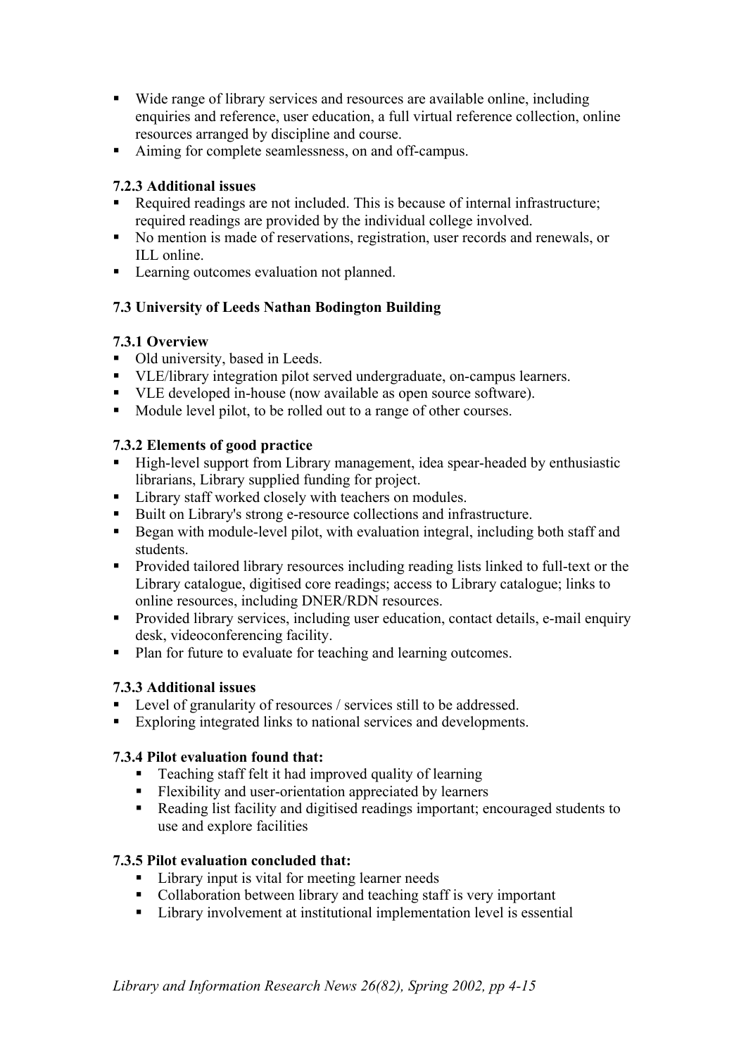- Wide range of library services and resources are available online, including enquiries and reference, user education, a full virtual reference collection, online resources arranged by discipline and course.
- Aiming for complete seamlessness, on and off-campus.

#### 7.2.3 Additional issues

- Required readings are not included. This is because of internal infrastructure; required readings are provided by the individual college involved.
- No mention is made of reservations, registration, user records and renewals, or ILL online.
- Learning outcomes evaluation not planned.

### 7.3 University of Leeds Nathan Bodington Building

#### 7.3.1 Overview

- Old university, based in Leeds.
- VLE/library integration pilot served undergraduate, on-campus learners.
- VLE developed in-house (now available as open source software).
- Module level pilot, to be rolled out to a range of other courses.

#### 7.3.2 Elements of good practice

- High-level support from Library management, idea spear-headed by enthusiastic librarians, Library supplied funding for project.
- Library staff worked closely with teachers on modules.
- Built on Library's strong e-resource collections and infrastructure.
- Began with module-level pilot, with evaluation integral, including both staff and students.
- Provided tailored library resources including reading lists linked to full-text or the Library catalogue, digitised core readings; access to Library catalogue; links to online resources, including DNER/RDN resources.
- Provided library services, including user education, contact details, e-mail enquiry desk, videoconferencing facility.
- Plan for future to evaluate for teaching and learning outcomes.

#### 7.3.3 Additional issues

- Level of granularity of resources / services still to be addressed.
- Exploring integrated links to national services and developments.

#### 7.3.4 Pilot evaluation found that:

- Teaching staff felt it had improved quality of learning
- Flexibility and user-orientation appreciated by learners
- Reading list facility and digitised readings important; encouraged students to use and explore facilities

#### 7.3.5 Pilot evaluation concluded that:

- Library input is vital for meeting learner needs
- Collaboration between library and teaching staff is very important
- Library involvement at institutional implementation level is essential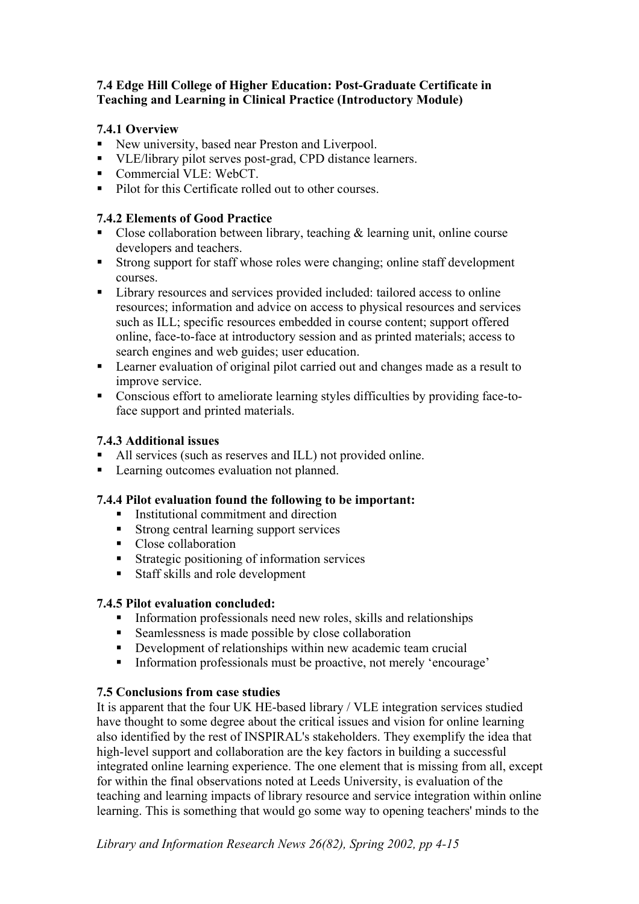### 7.4 Edge Hill College of Higher Education: Post-Graduate Certificate in Teaching and Learning in Clinical Practice (Introductory Module)

#### 7.4.1 Overview

- New university, based near Preston and Liverpool.
- VLE/library pilot serves post-grad, CPD distance learners.
- Commercial VLE: WebCT.
- Pilot for this Certificate rolled out to other courses.

#### 7.4.2 Elements of Good Practice

- Close collaboration between library, teaching & learning unit, online course developers and teachers.
- Strong support for staff whose roles were changing; online staff development courses.
- Library resources and services provided included: tailored access to online resources; information and advice on access to physical resources and services such as ILL; specific resources embedded in course content; support offered online, face-to-face at introductory session and as printed materials; access to search engines and web guides; user education.
- Learner evaluation of original pilot carried out and changes made as a result to improve service.
- Conscious effort to ameliorate learning styles difficulties by providing face-to-face support and printed materials.

#### 7.4.3 Additional issues

- All services (such as reserves and ILL) not provided online.
- Learning outcomes evaluation not planned.

#### 7.4.4 Pilot evaluation found the following to be important:

- Institutional commitment and direction
- Strong central learning support services
- Close collaboration
- Strategic positioning of information services
- Staff skills and role development

#### 7.4.5 Pilot evaluation concluded:

- Information professionals need new roles, skills and relationships
- Seamlessness is made possible by close collaboration
- Development of relationships within new academic team crucial
- Information professionals must be proactive, not merely 'encourage'

### 7.5 Conclusions from case studies

It is apparent that the four UK HE-based library / VLE integration services studied have thought to some degree about the critical issues and vision for online learning also identified by the rest of INSPIRAL's stakeholders. They exemplify the idea that high-level support and collaboration are the key factors in building a successful integrated online learning experience. The one element that is missing from all, except for within the final observations noted at Leeds University, is evaluation of the teaching and learning impacts of library resource and service integration within online learning. This is something that would go some way to opening teachers' minds to the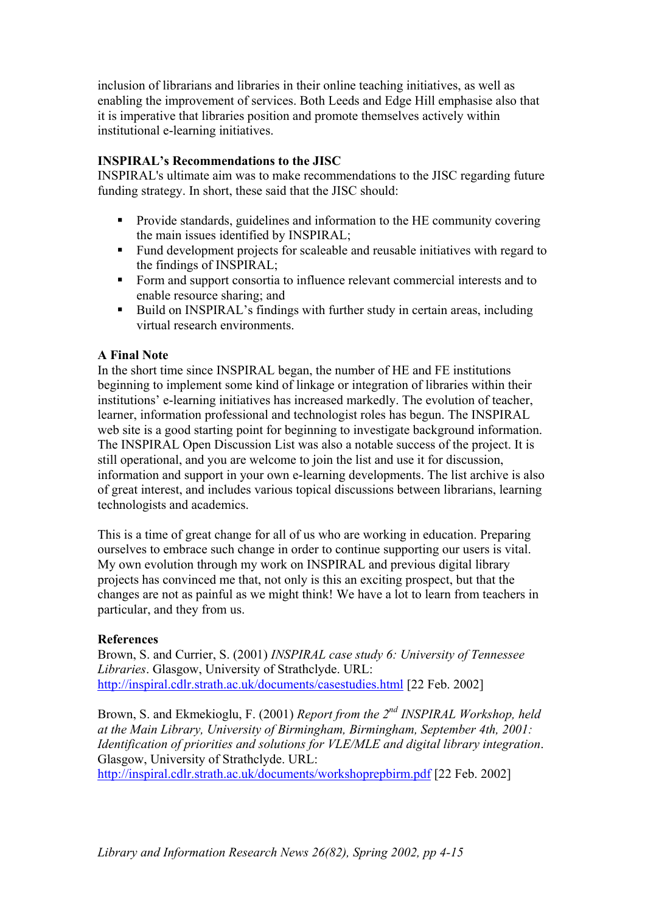inclusion of librarians and libraries in their online teaching initiatives, as well as enabling the improvement of services. Both Leeds and Edge Hill emphasise also that it is imperative that libraries position and promote themselves actively within institutional e-learning initiatives.

**INSPIRAL's Recommendations to the JISC**

INSPIRAL's ultimate aim was to make recommendations to the JISC regarding future funding strategy. In short, these said that the JISC should:

- Provide standards, guidelines and information to the HE community covering the main issues identified by INSPIRAL;
- Fund development projects for scaleable and reusable initiatives with regard to the findings of INSPIRAL;
- Form and support consortia to influence relevant commercial interests and to enable resource sharing; and
- Build on INSPIRAL's findings with further study in certain areas, including virtual research environments.

**A Final Note**

In the short time since INSPIRAL began, the number of HE and FE institutions beginning to implement some kind of linkage or integration of libraries within their institutions' e-learning initiatives has increased markedly. The evolution of teacher, learner, information professional and technologist roles has begun. The INSPIRAL web site is a good starting point for beginning to investigate background information. The INSPIRAL Open Discussion List was also a notable success of the project. It is still operational, and you are welcome to join the list and use it for discussion, information and support in your own e-learning developments. The list archive is also of great interest, and includes various topical discussions between librarians, learning technologists and academics.

This is a time of great change for all of us who are working in education. Preparing ourselves to embrace such change in order to continue supporting our users is vital. My own evolution through my work on INSPIRAL and previous digital library projects has convinced me that, not only is this an exciting prospect, but that the changes are not as painful as we might think! We have a lot to learn from teachers in particular, and they from us.

**References**

Brown, S. and Currier, S. (2001) *INSPIRAL case study 6: University of Tennessee Libraries*. Glasgow, University of Strathclyde. URL: http://inspiral.cdlr.strath.ac.uk/documents/casestudies.html [22 Feb. 2002]

Brown, S. and Ekmekioglu, F. (2001) *Report from the 2nd INSPIRAL Workshop, held at the Main Library, University of Birmingham, Birmingham, September 4th, 2001: Identification of priorities and solutions for VLE/MLE and digital library integration*. Glasgow, University of Strathclyde. URL: http://inspiral.cdlr.strath.ac.uk/documents/workshoprepbirm.pdf [22 Feb. 2002]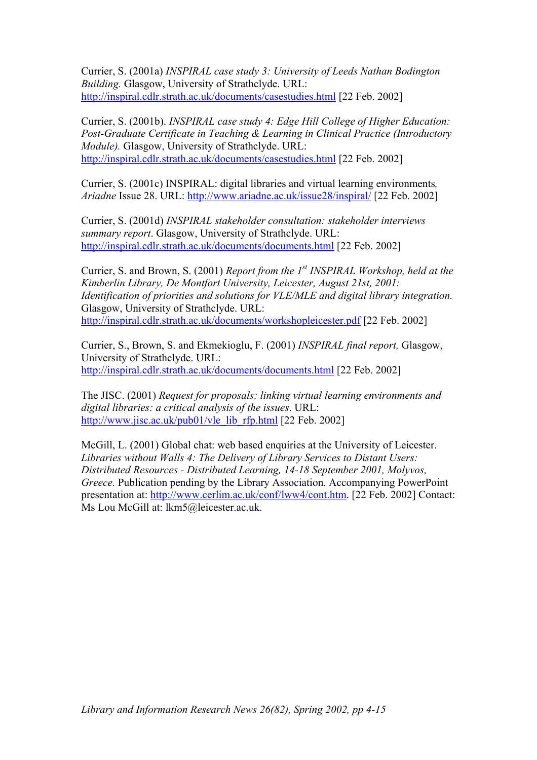Currier, S. (2001a) *INSPIRAL case study 3: University of Leeds Nathan Bodington Building.* Glasgow, University of Strathclyde. URL: http://inspiral.cdlr.strath.ac.uk/documents/casestudies.html [22 Feb. 2002]

Currier, S. (2001b). *INSPIRAL case study 4: Edge Hill College of Higher Education: Post-Graduate Certificate in Teaching & Learning in Clinical Practice (Introductory Module).* Glasgow, University of Strathclyde. URL: http://inspiral.cdlr.strath.ac.uk/documents/casestudies.html [22 Feb. 2002]

Currier, S. (2001c) INSPIRAL: digital libraries and virtual learning environments*, Ariadne* Issue 28. URL: http://www.ariadne.ac.uk/issue28/inspiral/ [22 Feb. 2002]

Currier, S. (2001d) *INSPIRAL stakeholder consultation: stakeholder interviews summary report*. Glasgow, University of Strathclyde. URL: http://inspiral.cdlr.strath.ac.uk/documents/documents.html [22 Feb. 2002]

Currier, S. and Brown, S. (2001) *Report from the 1st INSPIRAL Workshop, held at the Kimberlin Library, De Montfort University, Leicester, August 21st, 2001: Identification of priorities and solutions for VLE/MLE and digital library integration.* Glasgow, University of Strathclyde. URL: http://inspiral.cdlr.strath.ac.uk/documents/workshopleicester.pdf [22 Feb. 2002]

Currier, S., Brown, S. and Ekmekioglu, F. (2001) *INSPIRAL final report,* Glasgow, University of Strathclyde. URL: http://inspiral.cdlr.strath.ac.uk/documents/documents.html [22 Feb. 2002]

The JISC. (2001) *Request for proposals: linking virtual learning environments and digital libraries: a critical analysis of the issues*. URL: http://www.jisc.ac.uk/pub01/vle_lib_rfp.html [22 Feb. 2002]

McGill, L. (2001) Global chat: web based enquiries at the University of Leicester. *Libraries without Walls 4: The Delivery of Library Services to Distant Users: Distributed Resources - Distributed Learning, 14-18 September 2001, Molyvos, Greece.* Publication pending by the Library Association. Accompanying PowerPoint presentation at: http://www.cerlim.ac.uk/conf/lww4/cont.htm. [22 Feb. 2002] Contact: Ms Lou McGill at: lkm5@leicester.ac.uk.